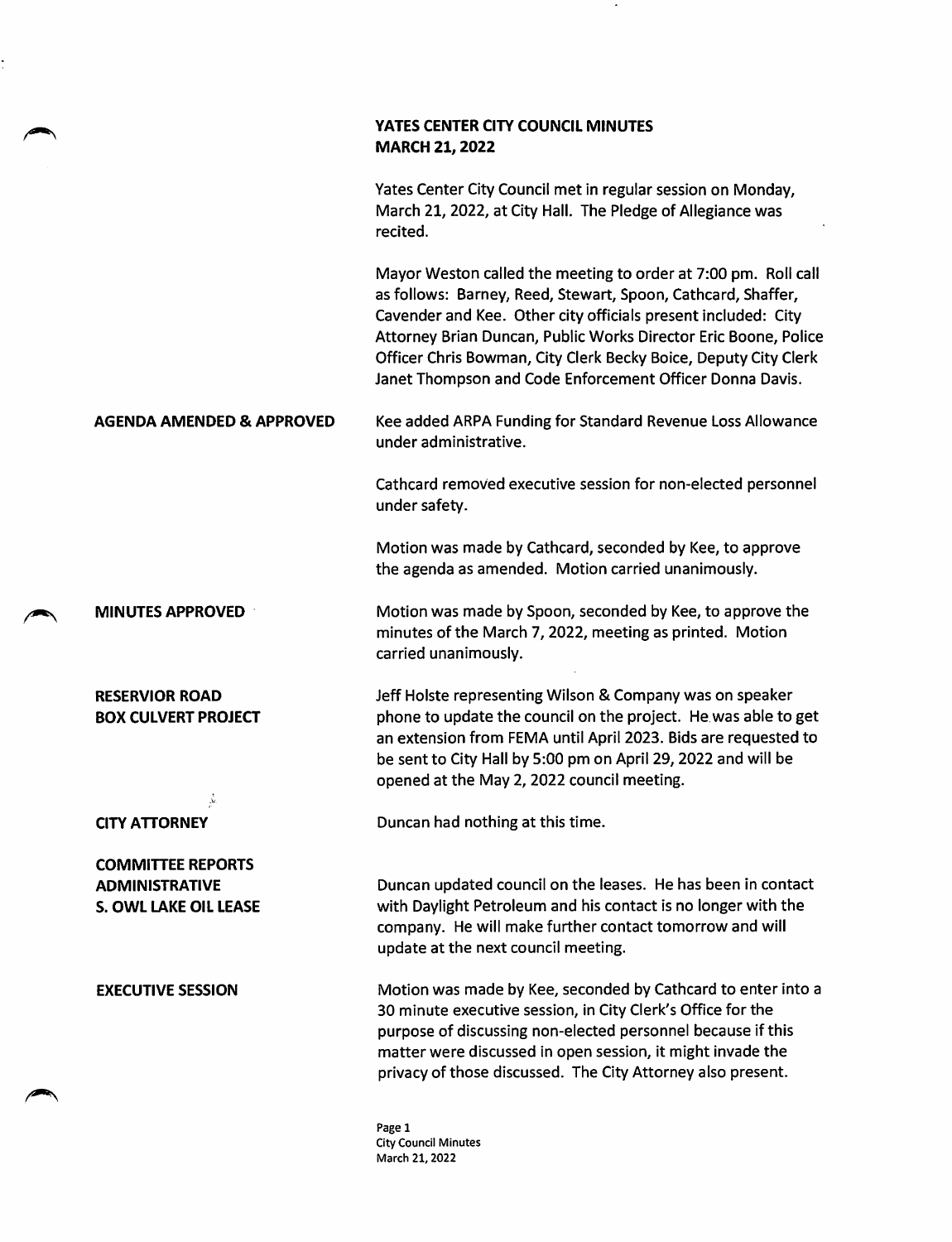# YATES CENTER CITY COUNCIL MINUTES
## MARCH 21, 2022

Yates Center City Council met in regular session on Monday, March 21, 2022, at City Hall. The Pledge of Allegiance was recited.

Mayor Weston called the meeting to order at 7:00 pm. Roll call as follows: Barney, Reed, Stewart, Spoon, Cathcard, Shaffer, Cavender and Kee. Other city officials present included: City Attorney Brian Duncan, Public Works Director Eric Boone, Police Officer Chris Bowman, City Clerk Becky Boice, Deputy City Clerk Janet Thompson and Code Enforcement Officer Donna Davis.

**AGENDA AMENDED & APPROVED**

Kee added ARPA Funding for Standard Revenue Loss Allowance under administrative.

Cathcard removed executive session for non-elected personnel under safety.

Motion was made by Cathcard, seconded by Kee, to approve the agenda as amended. Motion carried unanimously.

**MINUTES APPROVED**

Motion was made by Spoon, seconded by Kee, to approve the minutes of the March 7, 2022, meeting as printed. Motion carried unanimously.

**RESERVIOR ROAD BOX CULVERT PROJECT**

Jeff Holste representing Wilson & Company was on speaker phone to update the council on the project. He was able to get an extension from FEMA until April 2023. Bids are requested to be sent to City Hall by 5:00 pm on April 29, 2022 and will be opened at the May 2, 2022 council meeting.

**CITY ATTORNEY**

Duncan had nothing at this time.

**COMMITTEE REPORTS**
**ADMINISTRATIVE**
**S. OWL LAKE OIL LEASE**

Duncan updated council on the leases. He has been in contact with Daylight Petroleum and his contact is no longer with the company. He will make further contact tomorrow and will update at the next council meeting.

**EXECUTIVE SESSION**

Motion was made by Kee, seconded by Cathcard to enter into a 30 minute executive session, in City Clerk's Office for the purpose of discussing non-elected personnel because if this matter were discussed in open session, it might invade the privacy of those discussed. The City Attorney also present.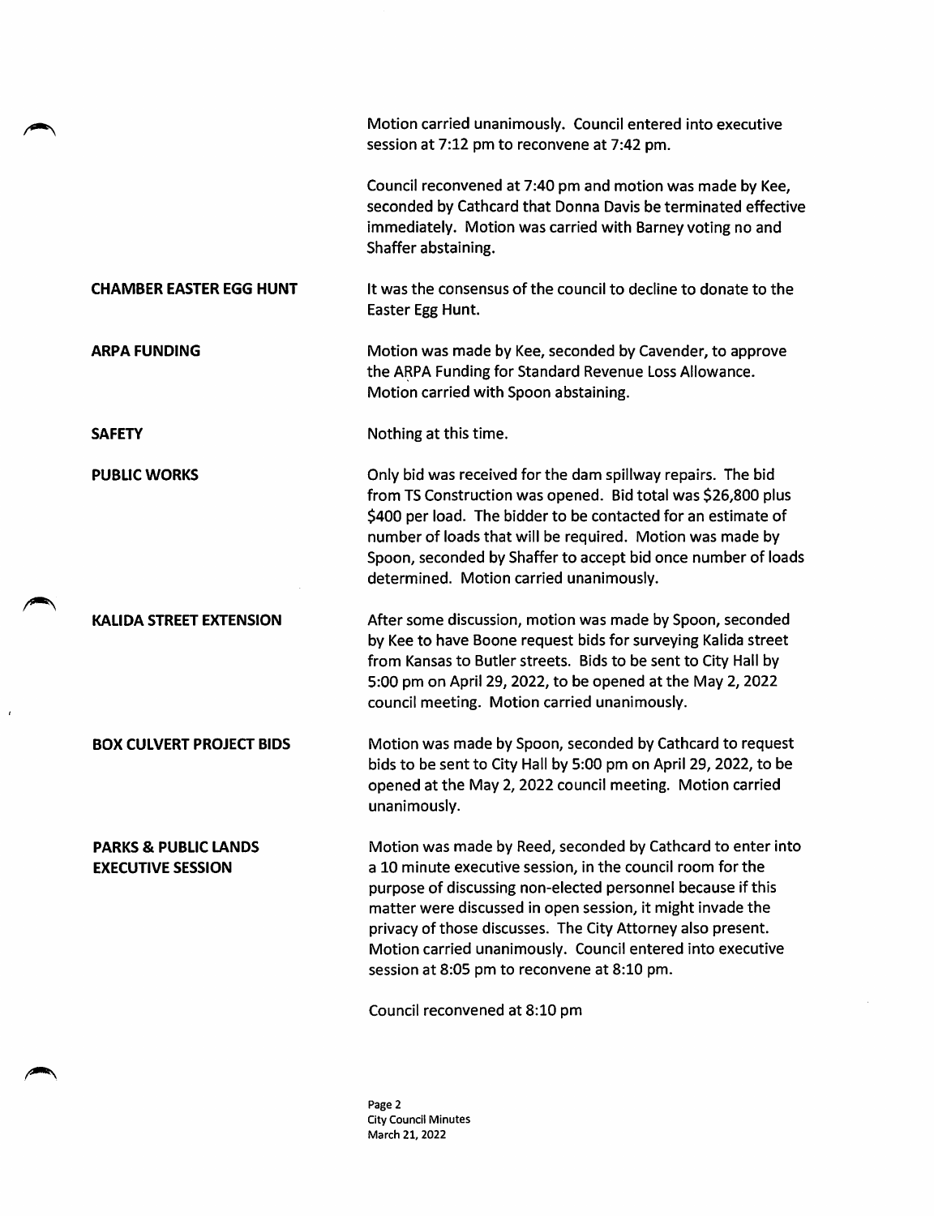Motion carried unanimously. Council entered into executive session at 7:12 pm to reconvene at 7:42 pm.

Council reconvened at 7:40 pm and motion was made by Kee, seconded by Cathcard that Donna Davis be terminated effective immediately. Motion was carried with Barney voting no and Shaffer abstaining.

**CHAMBER EASTER EGG HUNT**

It was the consensus of the council to decline to donate to the Easter Egg Hunt.

**ARPA FUNDING**

Motion was made by Kee, seconded by Cavender, to approve the ARPA Funding for Standard Revenue Loss Allowance. Motion carried with Spoon abstaining.

**SAFETY**

Nothing at this time.

**PUBLIC WORKS**

Only bid was received for the dam spillway repairs. The bid from TS Construction was opened. Bid total was $26,800 plus $400 per load. The bidder to be contacted for an estimate of number of loads that will be required. Motion was made by Spoon, seconded by Shaffer to accept bid once number of loads determined. Motion carried unanimously.

**KALIDA STREET EXTENSION**

After some discussion, motion was made by Spoon, seconded by Kee to have Boone request bids for surveying Kalida street from Kansas to Butler streets. Bids to be sent to City Hall by 5:00 pm on April 29, 2022, to be opened at the May 2, 2022 council meeting. Motion carried unanimously.

**BOX CULVERT PROJECT BIDS**

Motion was made by Spoon, seconded by Cathcard to request bids to be sent to City Hall by 5:00 pm on April 29, 2022, to be opened at the May 2, 2022 council meeting. Motion carried unanimously.

**PARKS & PUBLIC LANDS EXECUTIVE SESSION**

Motion was made by Reed, seconded by Cathcard to enter into a 10 minute executive session, in the council room for the purpose of discussing non-elected personnel because if this matter were discussed in open session, it might invade the privacy of those discusses. The City Attorney also present. Motion carried unanimously. Council entered into executive session at 8:05 pm to reconvene at 8:10 pm.

Council reconvened at 8:10 pm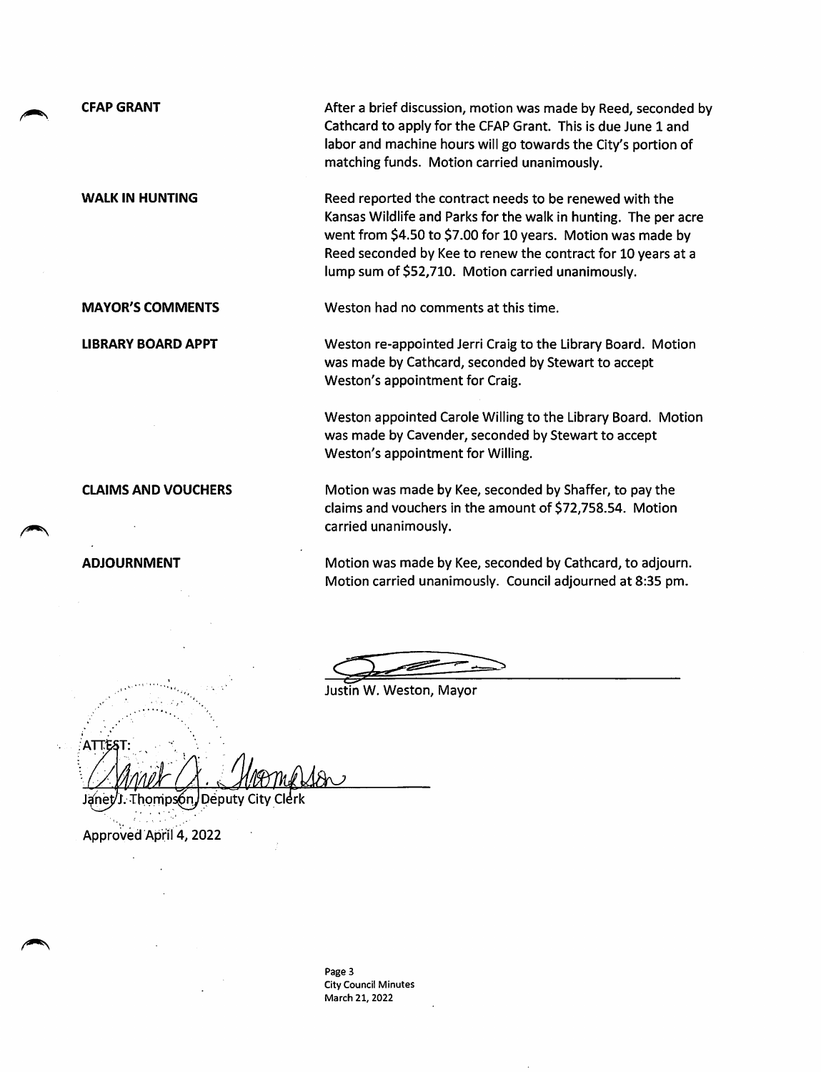**CFAP GRANT**

After a brief discussion, motion was made by Reed, seconded by Cathcard to apply for the CFAP Grant. This is due June 1 and labor and machine hours will go towards the City's portion of matching funds. Motion carried unanimously.

**WALK IN HUNTING**

Reed reported the contract needs to be renewed with the Kansas Wildlife and Parks for the walk in hunting. The per acre went from $4.50 to $7.00 for 10 years. Motion was made by Reed seconded by Kee to renew the contract for 10 years at a lump sum of $52,710. Motion carried unanimously.

**MAYOR'S COMMENTS**

Weston had no comments at this time.

**LIBRARY BOARD APPT**

Weston re-appointed Jerri Craig to the Library Board. Motion was made by Cathcard, seconded by Stewart to accept Weston's appointment for Craig.

Weston appointed Carole Willing to the Library Board. Motion was made by Cavender, seconded by Stewart to accept Weston's appointment for Willing.

**CLAIMS AND VOUCHERS**

Motion was made by Kee, seconded by Shaffer, to pay the claims and vouchers in the amount of $72,758.54. Motion carried unanimously.

**ADJOURNMENT**

Motion was made by Kee, seconded by Cathcard, to adjourn. Motion carried unanimously. Council adjourned at 8:35 pm.

Justin W. Weston, Mayor

ATTEST:

Janet J. Thompson, Deputy City Clerk

Approved April 4, 2022